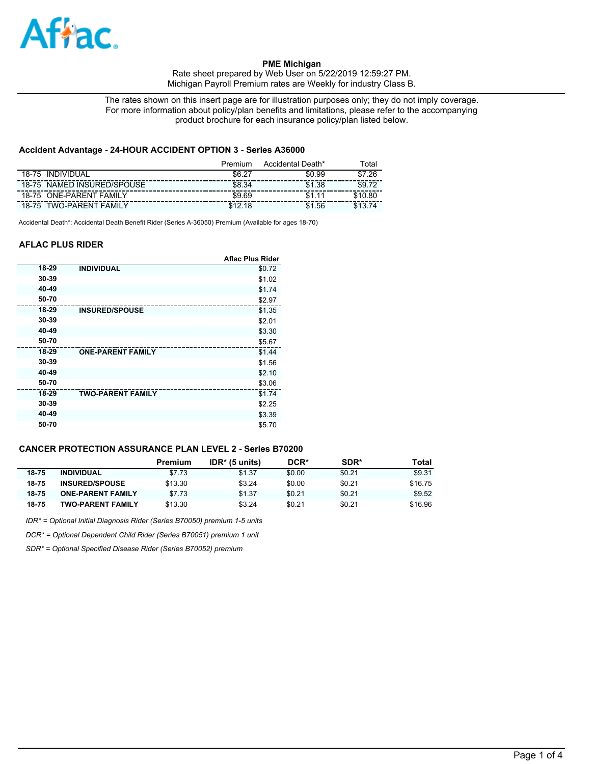**PME Michigan**

Rate sheet prepared by Web User on 5/22/2019 12:59:27 PM.
Michigan Payroll Premium rates are Weekly for industry Class B.

The rates shown on this insert page are for illustration purposes only; they do not imply coverage.
For more information about policy/plan benefits and limitations, please refer to the accompanying product brochure for each insurance policy/plan listed below.

### Accident Advantage - 24-HOUR ACCIDENT OPTION 3 - Series A36000

| | Premium | Accidental Death* | Total |
|---|---|---|---|
| 18-75 INDIVIDUAL | $6.27 | $0.99 | $7.26 |
| 18-75 NAMED INSURED/SPOUSE | $8.34 | $1.38 | $9.72 |
| 18-75 ONE-PARENT FAMILY | $9.69 | $1.11 | $10.80 |
| 18-75 TWO-PARENT FAMILY | $12.18 | $1.56 | $13.74 |

Accidental Death*: Accidental Death Benefit Rider (Series A-36050) Premium (Available for ages 18-70)

### AFLAC PLUS RIDER

| | | Aflac Plus Rider |
|---|---|---|
| 18-29 | INDIVIDUAL | $0.72 |
| 30-39 | | $1.02 |
| 40-49 | | $1.74 |
| 50-70 | | $2.97 |
| 18-29 | INSURED/SPOUSE | $1.35 |
| 30-39 | | $2.01 |
| 40-49 | | $3.30 |
| 50-70 | | $5.67 |
| 18-29 | ONE-PARENT FAMILY | $1.44 |
| 30-39 | | $1.56 |
| 40-49 | | $2.10 |
| 50-70 | | $3.06 |
| 18-29 | TWO-PARENT FAMILY | $1.74 |
| 30-39 | | $2.25 |
| 40-49 | | $3.39 |
| 50-70 | | $5.70 |

### CANCER PROTECTION ASSURANCE PLAN LEVEL 2 - Series B70200

| | | Premium | IDR* (5 units) | DCR* | SDR* | Total |
|---|---|---|---|---|---|---|
| 18-75 | INDIVIDUAL | $7.73 | $1.37 | $0.00 | $0.21 | $9.31 |
| 18-75 | INSURED/SPOUSE | $13.30 | $3.24 | $0.00 | $0.21 | $16.75 |
| 18-75 | ONE-PARENT FAMILY | $7.73 | $1.37 | $0.21 | $0.21 | $9.52 |
| 18-75 | TWO-PARENT FAMILY | $13.30 | $3.24 | $0.21 | $0.21 | $16.96 |

*IDR* = Optional Initial Diagnosis Rider (Series B70050) premium 1-5 units*

*DCR* = Optional Dependent Child Rider (Series B70051) premium 1 unit*

*SDR* = Optional Specified Disease Rider (Series B70052) premium*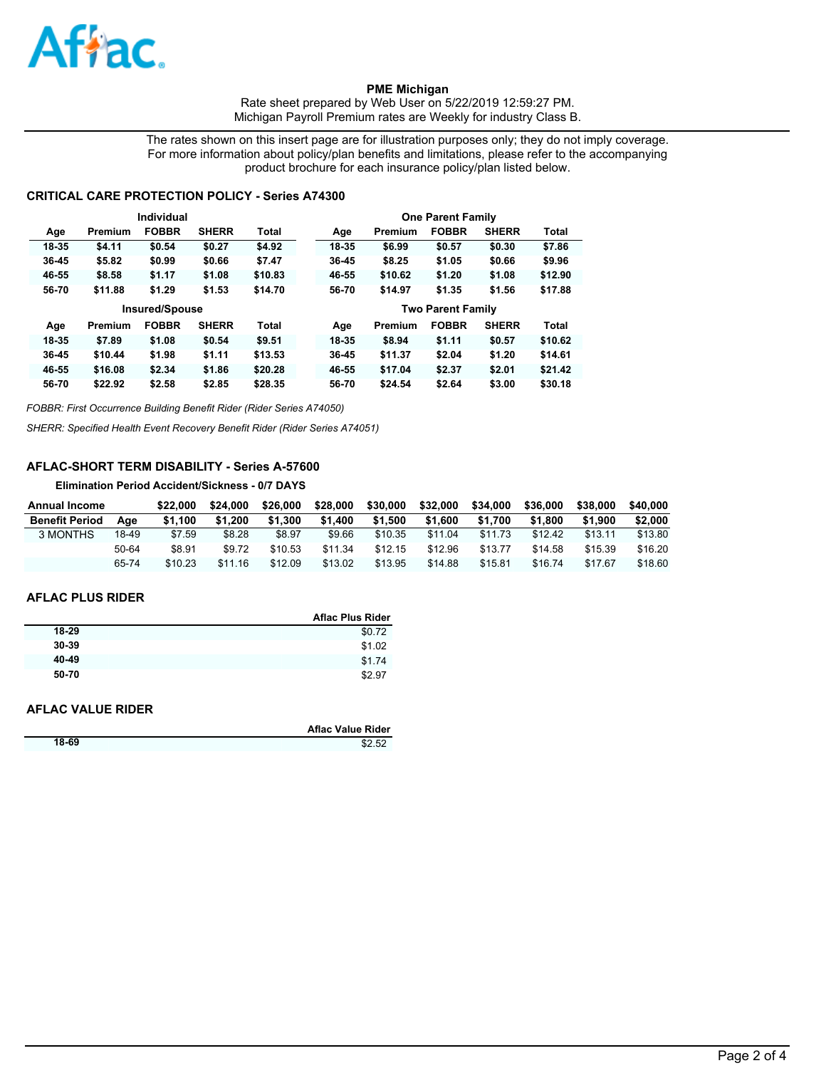Aflac

**PME Michigan**
Rate sheet prepared by Web User on 5/22/2019 12:59:27 PM.
Michigan Payroll Premium rates are Weekly for industry Class B.

The rates shown on this insert page are for illustration purposes only; they do not imply coverage. For more information about policy/plan benefits and limitations, please refer to the accompanying product brochure for each insurance policy/plan listed below.

## CRITICAL CARE PROTECTION POLICY - Series A74300

**Individual**

| Age | Premium | FOBBR | SHERR | Total |
|---|---|---|---|---|
| 18-35 | $4.11 | $0.54 | $0.27 | $4.92 |
| 36-45 | $5.82 | $0.99 | $0.66 | $7.47 |
| 46-55 | $8.58 | $1.17 | $1.08 | $10.83 |
| 56-70 | $11.88 | $1.29 | $1.53 | $14.70 |

**One Parent Family**

| Age | Premium | FOBBR | SHERR | Total |
|---|---|---|---|---|
| 18-35 | $6.99 | $0.57 | $0.30 | $7.86 |
| 36-45 | $8.25 | $1.05 | $0.66 | $9.96 |
| 46-55 | $10.62 | $1.20 | $1.08 | $12.90 |
| 56-70 | $14.97 | $1.35 | $1.56 | $17.88 |

**Insured/Spouse**

| Age | Premium | FOBBR | SHERR | Total |
|---|---|---|---|---|
| 18-35 | $7.89 | $1.08 | $0.54 | $9.51 |
| 36-45 | $10.44 | $1.98 | $1.11 | $13.53 |
| 46-55 | $16.08 | $2.34 | $1.86 | $20.28 |
| 56-70 | $22.92 | $2.58 | $2.85 | $28.35 |

**Two Parent Family**

| Age | Premium | FOBBR | SHERR | Total |
|---|---|---|---|---|
| 18-35 | $8.94 | $1.11 | $0.57 | $10.62 |
| 36-45 | $11.37 | $2.04 | $1.20 | $14.61 |
| 46-55 | $17.04 | $2.37 | $2.01 | $21.42 |
| 56-70 | $24.54 | $2.64 | $3.00 | $30.18 |

*FOBBR: First Occurrence Building Benefit Rider (Rider Series A74050)*

*SHERR: Specified Health Event Recovery Benefit Rider (Rider Series A74051)*

## AFLAC-SHORT TERM DISABILITY - Series A-57600

**Elimination Period Accident/Sickness - 0/7 DAYS**

| Annual Income | | $22,000 | $24,000 | $26,000 | $28,000 | $30,000 | $32,000 | $34,000 | $36,000 | $38,000 | $40,000 |
|---|---|---|---|---|---|---|---|---|---|---|---|
| **Benefit Period** | **Age** | **$1,100** | **$1,200** | **$1,300** | **$1,400** | **$1,500** | **$1,600** | **$1,700** | **$1,800** | **$1,900** | **$2,000** |
| 3 MONTHS | 18-49 | $7.59 | $8.28 | $8.97 | $9.66 | $10.35 | $11.04 | $11.73 | $12.42 | $13.11 | $13.80 |
| | 50-64 | $8.91 | $9.72 | $10.53 | $11.34 | $12.15 | $12.96 | $13.77 | $14.58 | $15.39 | $16.20 |
| | 65-74 | $10.23 | $11.16 | $12.09 | $13.02 | $13.95 | $14.88 | $15.81 | $16.74 | $17.67 | $18.60 |

## AFLAC PLUS RIDER

| | Aflac Plus Rider |
|---|---|
| 18-29 | $0.72 |
| 30-39 | $1.02 |
| 40-49 | $1.74 |
| 50-70 | $2.97 |

## AFLAC VALUE RIDER

| | Aflac Value Rider |
|---|---|
| 18-69 | $2.52 |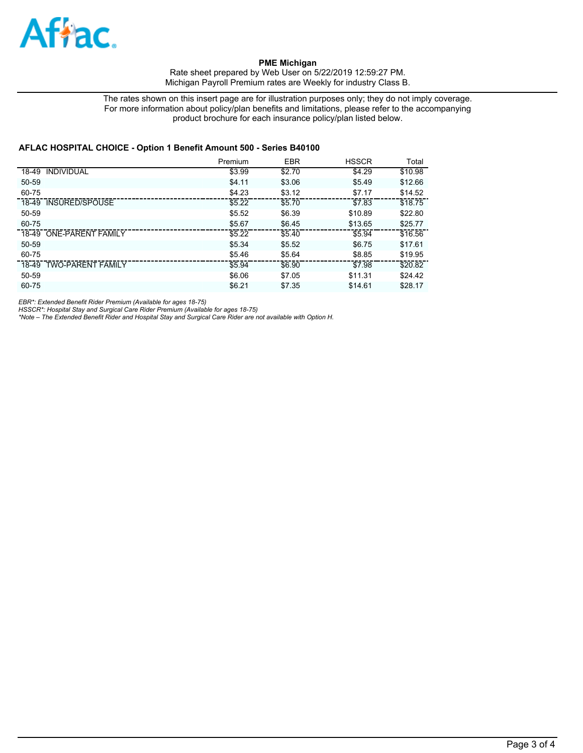**PME Michigan**

Rate sheet prepared by Web User on 5/22/2019 12:59:27 PM.
Michigan Payroll Premium rates are Weekly for industry Class B.

The rates shown on this insert page are for illustration purposes only; they do not imply coverage.
For more information about policy/plan benefits and limitations, please refer to the accompanying product brochure for each insurance policy/plan listed below.

### AFLAC HOSPITAL CHOICE - Option 1 Benefit Amount 500 - Series B40100

| | Premium | EBR | HSSCR | Total |
|---|---|---|---|---|
| 18-49 INDIVIDUAL | $3.99 | $2.70 | $4.29 | $10.98 |
| 50-59 | $4.11 | $3.06 | $5.49 | $12.66 |
| 60-75 | $4.23 | $3.12 | $7.17 | $14.52 |
| 18-49 INSURED/SPOUSE | $5.22 | $5.70 | $7.83 | $18.75 |
| 50-59 | $5.52 | $6.39 | $10.89 | $22.80 |
| 60-75 | $5.67 | $6.45 | $13.65 | $25.77 |
| 18-49 ONE-PARENT FAMILY | $5.22 | $5.40 | $5.94 | $16.56 |
| 50-59 | $5.34 | $5.52 | $6.75 | $17.61 |
| 60-75 | $5.46 | $5.64 | $8.85 | $19.95 |
| 18-49 TWO-PARENT FAMILY | $5.94 | $6.90 | $7.98 | $20.82 |
| 50-59 | $6.06 | $7.05 | $11.31 | $24.42 |
| 60-75 | $6.21 | $7.35 | $14.61 | $28.17 |

*EBR*: Extended Benefit Rider Premium (Available for ages 18-75)*

*HSSCR*: Hospital Stay and Surgical Care Rider Premium (Available for ages 18-75)*

**Note – The Extended Benefit Rider and Hospital Stay and Surgical Care Rider are not available with Option H.*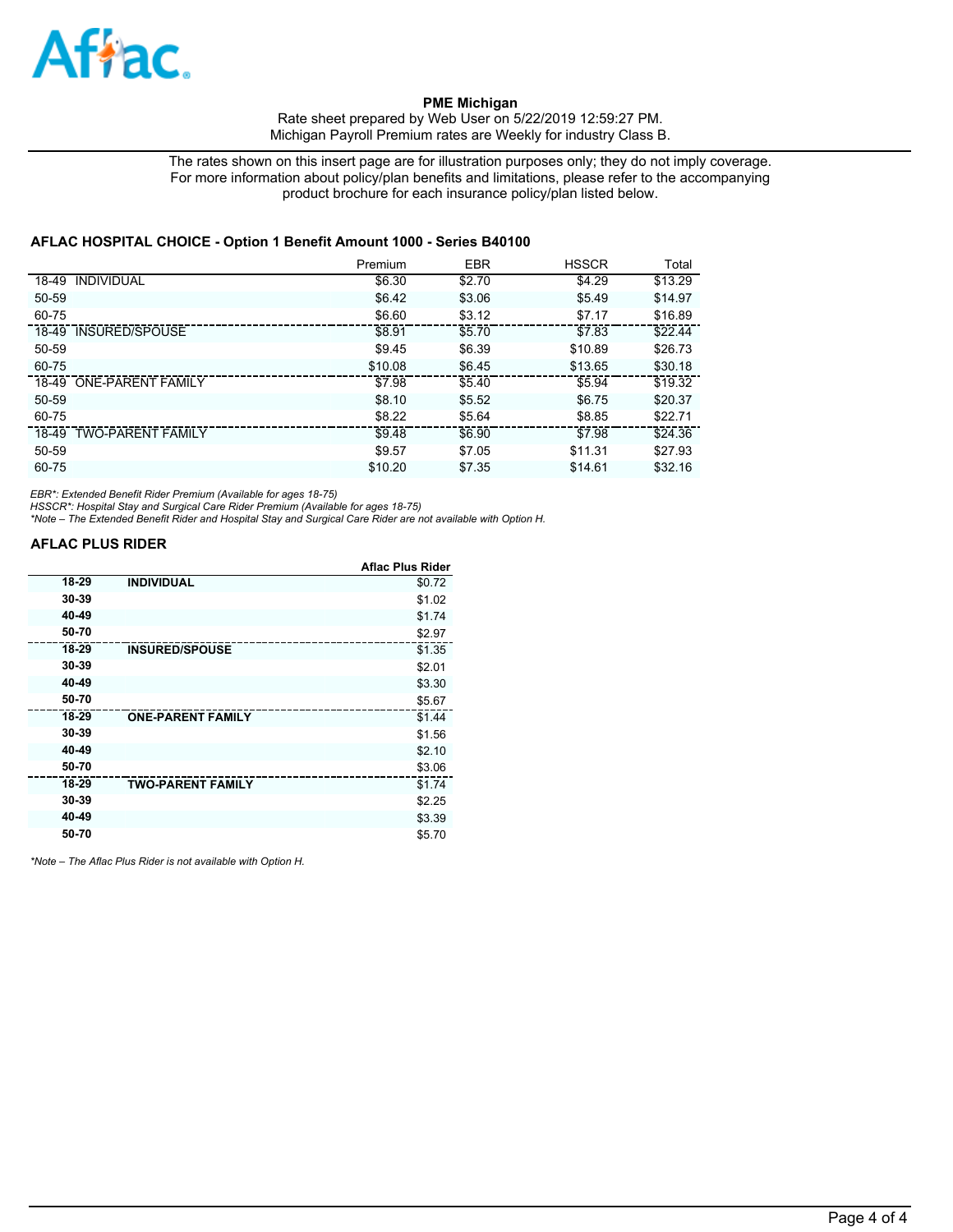**PME Michigan**

Rate sheet prepared by Web User on 5/22/2019 12:59:27 PM.
Michigan Payroll Premium rates are Weekly for industry Class B.

The rates shown on this insert page are for illustration purposes only; they do not imply coverage.
For more information about policy/plan benefits and limitations, please refer to the accompanying product brochure for each insurance policy/plan listed below.

## AFLAC HOSPITAL CHOICE - Option 1 Benefit Amount 1000 - Series B40100

| | Premium | EBR | HSSCR | Total |
|---|---|---|---|---|
| 18-49 INDIVIDUAL | $6.30 | $2.70 | $4.29 | $13.29 |
| 50-59 | $6.42 | $3.06 | $5.49 | $14.97 |
| 60-75 | $6.60 | $3.12 | $7.17 | $16.89 |
| 18-49 INSURED/SPOUSE | $8.91 | $5.70 | $7.83 | $22.44 |
| 50-59 | $9.45 | $6.39 | $10.89 | $26.73 |
| 60-75 | $10.08 | $6.45 | $13.65 | $30.18 |
| 18-49 ONE-PARENT FAMILY | $7.98 | $5.40 | $5.94 | $19.32 |
| 50-59 | $8.10 | $5.52 | $6.75 | $20.37 |
| 60-75 | $8.22 | $5.64 | $8.85 | $22.71 |
| 18-49 TWO-PARENT FAMILY | $9.48 | $6.90 | $7.98 | $24.36 |
| 50-59 | $9.57 | $7.05 | $11.31 | $27.93 |
| 60-75 | $10.20 | $7.35 | $14.61 | $32.16 |

*EBR*: Extended Benefit Rider Premium (Available for ages 18-75)*
*HSSCR*: Hospital Stay and Surgical Care Rider Premium (Available for ages 18-75)*
**Note – The Extended Benefit Rider and Hospital Stay and Surgical Care Rider are not available with Option H.*

## AFLAC PLUS RIDER

| | | Aflac Plus Rider |
|---|---|---|
| **18-29** | **INDIVIDUAL** | $0.72 |
| **30-39** | | $1.02 |
| **40-49** | | $1.74 |
| **50-70** | | $2.97 |
| **18-29** | **INSURED/SPOUSE** | $1.35 |
| **30-39** | | $2.01 |
| **40-49** | | $3.30 |
| **50-70** | | $5.67 |
| **18-29** | **ONE-PARENT FAMILY** | $1.44 |
| **30-39** | | $1.56 |
| **40-49** | | $2.10 |
| **50-70** | | $3.06 |
| **18-29** | **TWO-PARENT FAMILY** | $1.74 |
| **30-39** | | $2.25 |
| **40-49** | | $3.39 |
| **50-70** | | $5.70 |

**Note – The Aflac Plus Rider is not available with Option H.*